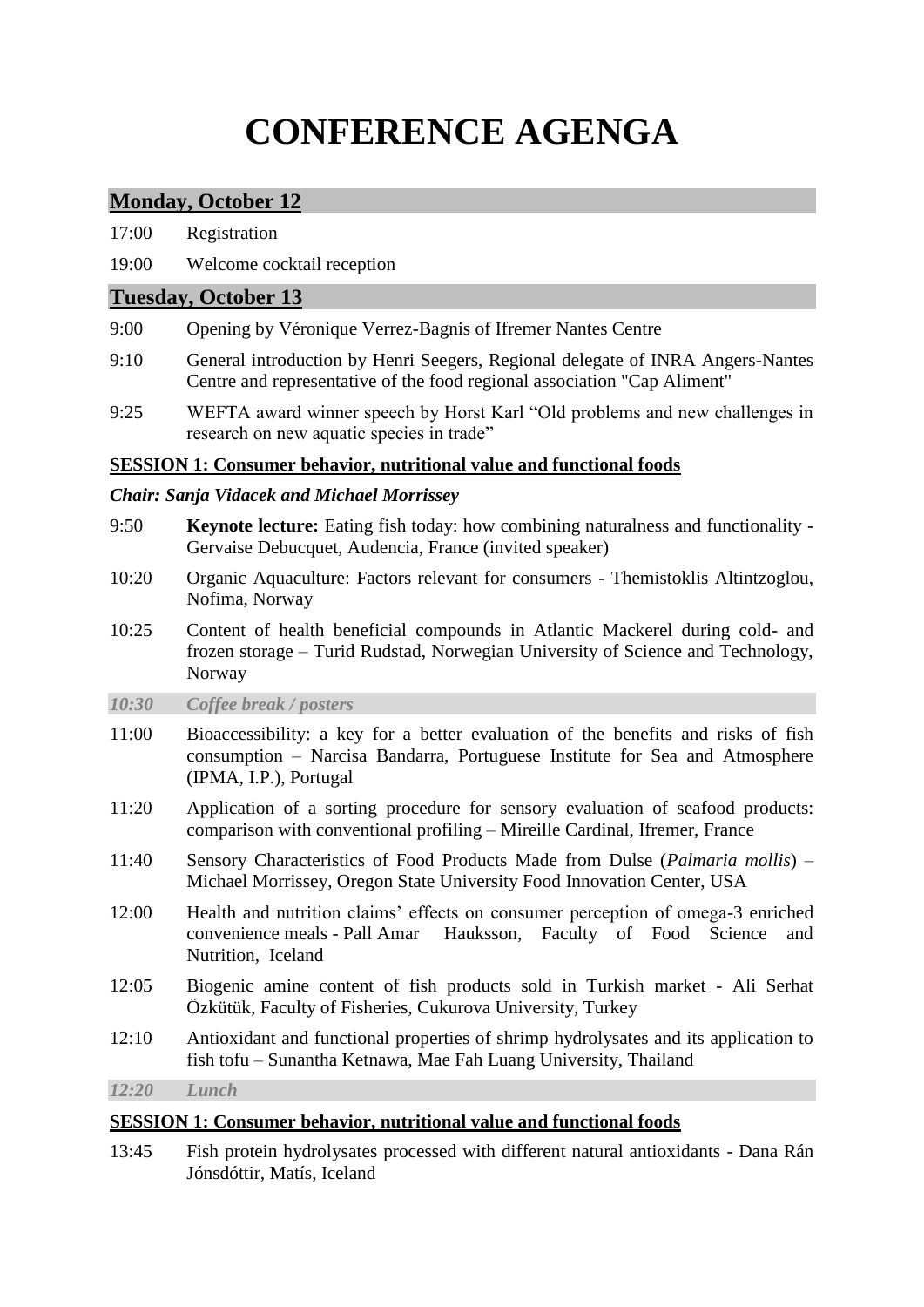# CONFERENCE AGENGA

## Monday, October 12

17:00 Registration

19:00 Welcome cocktail reception

## Tuesday, October 13

9:00 Opening by Véronique Verrez-Bagnis of Ifremer Nantes Centre

9:10 General introduction by Henri Seegers, Regional delegate of INRA Angers-Nantes Centre and representative of the food regional association "Cap Aliment"

9:25 WEFTA award winner speech by Horst Karl "Old problems and new challenges in research on new aquatic species in trade"

### SESSION 1: Consumer behavior, nutritional value and functional foods

***Chair: Sanja Vidacek and Michael Morrissey***

9:50 **Keynote lecture:** Eating fish today: how combining naturalness and functionality - Gervaise Debucquet, Audencia, France (invited speaker)

10:20 Organic Aquaculture: Factors relevant for consumers - Themistoklis Altintzoglou, Nofima, Norway

10:25 Content of health beneficial compounds in Atlantic Mackerel during cold- and frozen storage – Turid Rudstad, Norwegian University of Science and Technology, Norway

***10:30 Coffee break / posters***

11:00 Bioaccessibility: a key for a better evaluation of the benefits and risks of fish consumption – Narcisa Bandarra, Portuguese Institute for Sea and Atmosphere (IPMA, I.P.), Portugal

11:20 Application of a sorting procedure for sensory evaluation of seafood products: comparison with conventional profiling – Mireille Cardinal, Ifremer, France

11:40 Sensory Characteristics of Food Products Made from Dulse (*Palmaria mollis*) – Michael Morrissey, Oregon State University Food Innovation Center, USA

12:00 Health and nutrition claims' effects on consumer perception of omega-3 enriched convenience meals - Pall Amar Hauksson, Faculty of Food Science and Nutrition, Iceland

12:05 Biogenic amine content of fish products sold in Turkish market - Ali Serhat Özkütük, Faculty of Fisheries, Cukurova University, Turkey

12:10 Antioxidant and functional properties of shrimp hydrolysates and its application to fish tofu – Sunantha Ketnawa, Mae Fah Luang University, Thailand

***12:20 Lunch***

### SESSION 1: Consumer behavior, nutritional value and functional foods

13:45 Fish protein hydrolysates processed with different natural antioxidants - Dana Rán Jónsdóttir, Matís, Iceland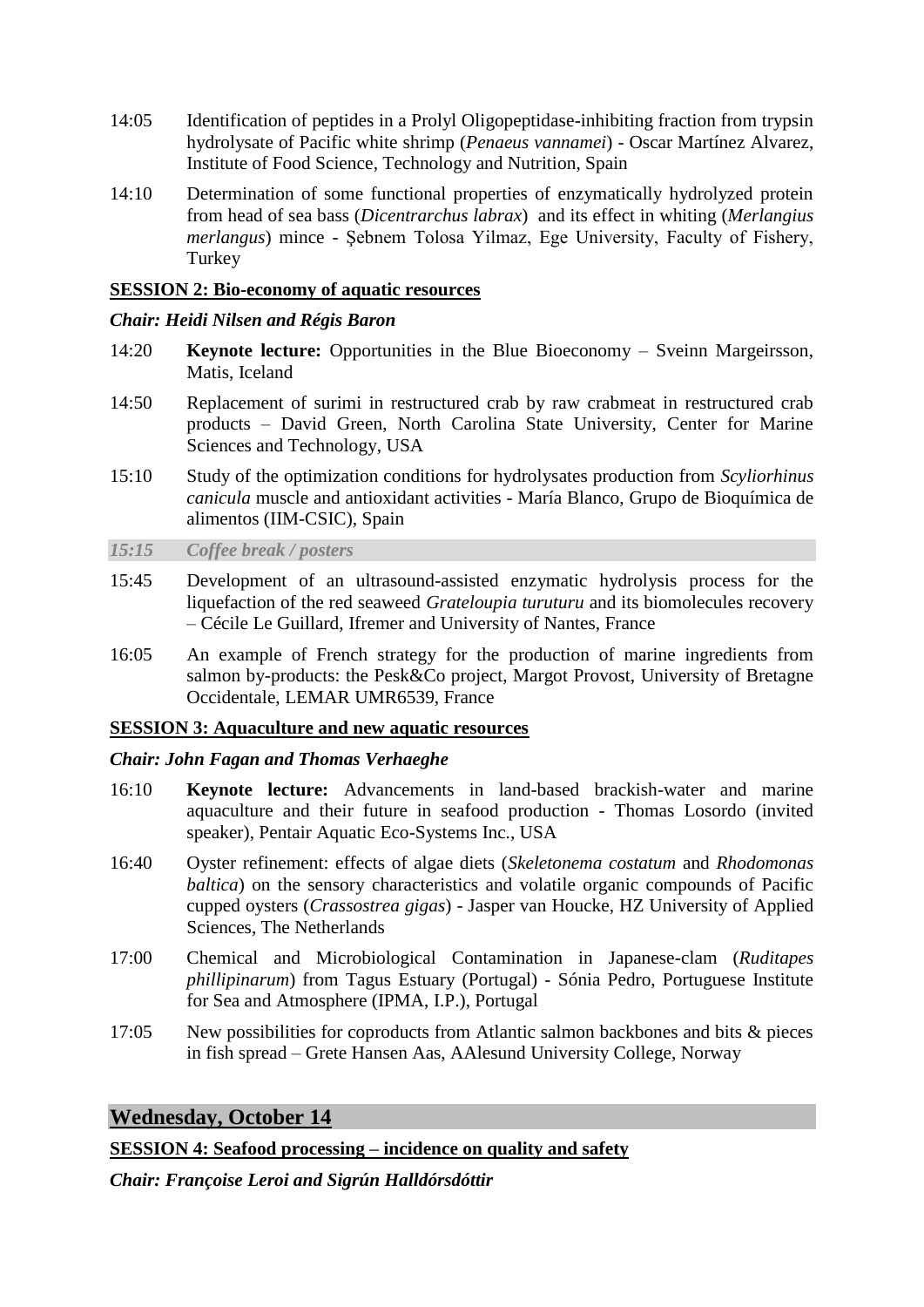14:05 Identification of peptides in a Prolyl Oligopeptidase-inhibiting fraction from trypsin hydrolysate of Pacific white shrimp (*Penaeus vannamei*) - Oscar Martínez Alvarez, Institute of Food Science, Technology and Nutrition, Spain

14:10 Determination of some functional properties of enzymatically hydrolyzed protein from head of sea bass (*Dicentrarchus labrax*) and its effect in whiting (*Merlangius merlangus*) mince - Şebnem Tolosa Yilmaz, Ege University, Faculty of Fishery, Turkey

**SESSION 2: Bio-economy of aquatic resources**

***Chair: Heidi Nilsen and Régis Baron***

14:20 **Keynote lecture:** Opportunities in the Blue Bioeconomy – Sveinn Margeirsson, Matis, Iceland

14:50 Replacement of surimi in restructured crab by raw crabmeat in restructured crab products – David Green, North Carolina State University, Center for Marine Sciences and Technology, USA

15:10 Study of the optimization conditions for hydrolysates production from *Scyliorhinus canicula* muscle and antioxidant activities - María Blanco, Grupo de Bioquímica de alimentos (IIM-CSIC), Spain

*15:15 Coffee break / posters*

15:45 Development of an ultrasound-assisted enzymatic hydrolysis process for the liquefaction of the red seaweed *Grateloupia turuturu* and its biomolecules recovery – Cécile Le Guillard, Ifremer and University of Nantes, France

16:05 An example of French strategy for the production of marine ingredients from salmon by-products: the Pesk&Co project, Margot Provost, University of Bretagne Occidentale, LEMAR UMR6539, France

**SESSION 3: Aquaculture and new aquatic resources**

***Chair: John Fagan and Thomas Verhaeghe***

16:10 **Keynote lecture:** Advancements in land-based brackish-water and marine aquaculture and their future in seafood production - Thomas Losordo (invited speaker), Pentair Aquatic Eco-Systems Inc., USA

16:40 Oyster refinement: effects of algae diets (*Skeletonema costatum* and *Rhodomonas baltica*) on the sensory characteristics and volatile organic compounds of Pacific cupped oysters (*Crassostrea gigas*) - Jasper van Houcke, HZ University of Applied Sciences, The Netherlands

17:00 Chemical and Microbiological Contamination in Japanese-clam (*Ruditapes phillipinarum*) from Tagus Estuary (Portugal) - Sónia Pedro, Portuguese Institute for Sea and Atmosphere (IPMA, I.P.), Portugal

17:05 New possibilities for coproducts from Atlantic salmon backbones and bits & pieces in fish spread – Grete Hansen Aas, AAlesund University College, Norway

## Wednesday, October 14

**SESSION 4: Seafood processing – incidence on quality and safety**

***Chair: Françoise Leroi and Sigrún Halldórsdóttir***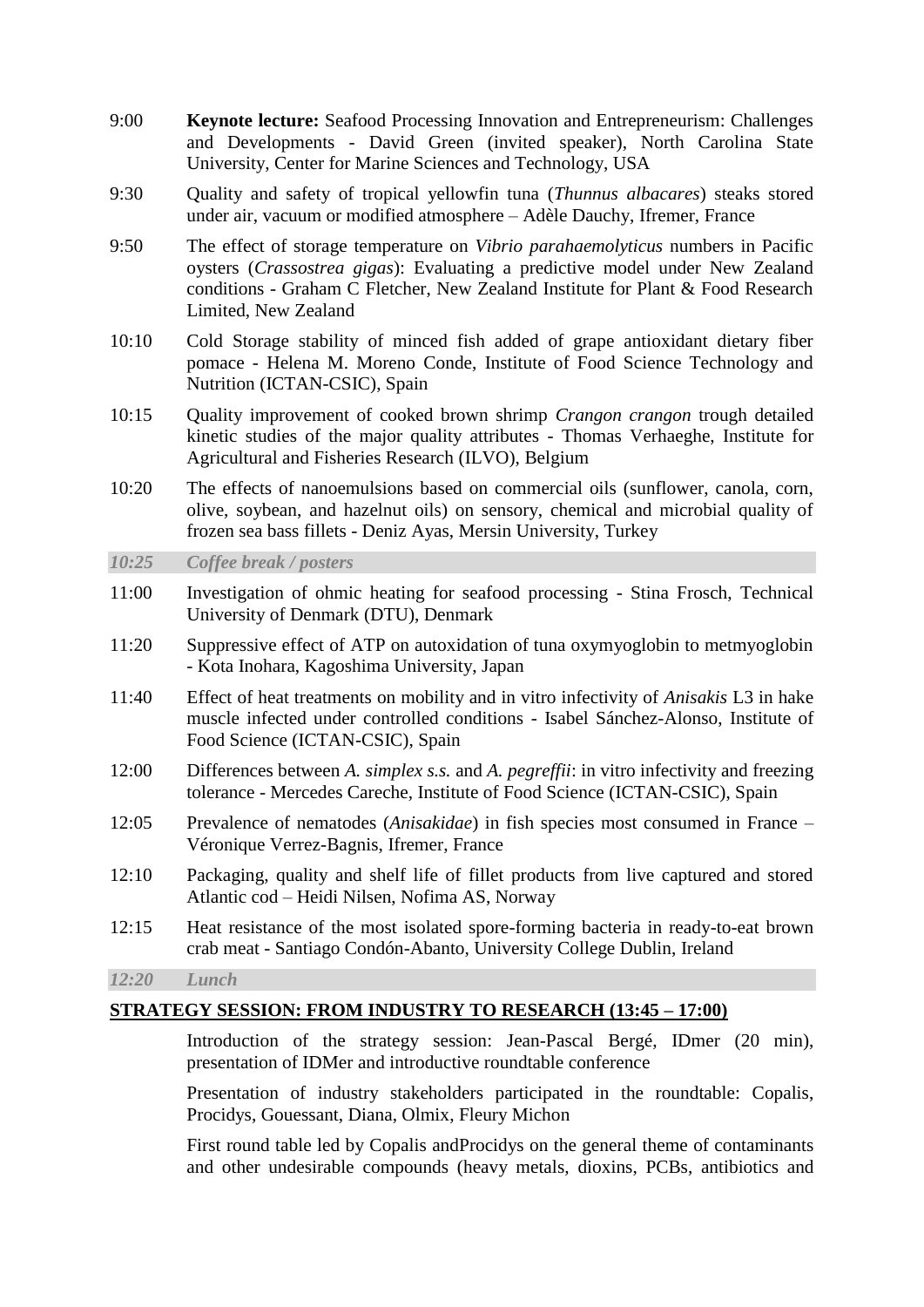9:00 **Keynote lecture:** Seafood Processing Innovation and Entrepreneurism: Challenges and Developments - David Green (invited speaker), North Carolina State University, Center for Marine Sciences and Technology, USA

9:30 Quality and safety of tropical yellowfin tuna (*Thunnus albacares*) steaks stored under air, vacuum or modified atmosphere – Adèle Dauchy, Ifremer, France

9:50 The effect of storage temperature on *Vibrio parahaemolyticus* numbers in Pacific oysters (*Crassostrea gigas*): Evaluating a predictive model under New Zealand conditions - Graham C Fletcher, New Zealand Institute for Plant & Food Research Limited, New Zealand

10:10 Cold Storage stability of minced fish added of grape antioxidant dietary fiber pomace - Helena M. Moreno Conde, Institute of Food Science Technology and Nutrition (ICTAN-CSIC), Spain

10:15 Quality improvement of cooked brown shrimp *Crangon crangon* trough detailed kinetic studies of the major quality attributes - Thomas Verhaeghe, Institute for Agricultural and Fisheries Research (ILVO), Belgium

10:20 The effects of nanoemulsions based on commercial oils (sunflower, canola, corn, olive, soybean, and hazelnut oils) on sensory, chemical and microbial quality of frozen sea bass fillets - Deniz Ayas, Mersin University, Turkey

***10:25 Coffee break / posters***

11:00 Investigation of ohmic heating for seafood processing - Stina Frosch, Technical University of Denmark (DTU), Denmark

11:20 Suppressive effect of ATP on autoxidation of tuna oxymyoglobin to metmyoglobin - Kota Inohara, Kagoshima University, Japan

11:40 Effect of heat treatments on mobility and in vitro infectivity of *Anisakis* L3 in hake muscle infected under controlled conditions - Isabel Sánchez-Alonso, Institute of Food Science (ICTAN-CSIC), Spain

12:00 Differences between *A. simplex s.s.* and *A. pegreffii*: in vitro infectivity and freezing tolerance - Mercedes Careche, Institute of Food Science (ICTAN-CSIC), Spain

12:05 Prevalence of nematodes (*Anisakidae*) in fish species most consumed in France – Véronique Verrez-Bagnis, Ifremer, France

12:10 Packaging, quality and shelf life of fillet products from live captured and stored Atlantic cod – Heidi Nilsen, Nofima AS, Norway

12:15 Heat resistance of the most isolated spore-forming bacteria in ready-to-eat brown crab meat - Santiago Condón-Abanto, University College Dublin, Ireland

***12:20 Lunch***

**STRATEGY SESSION: FROM INDUSTRY TO RESEARCH (13:45 – 17:00)**

Introduction of the strategy session: Jean-Pascal Bergé, IDmer (20 min), presentation of IDMer and introductive roundtable conference

Presentation of industry stakeholders participated in the roundtable: Copalis, Procidys, Gouessant, Diana, Olmix, Fleury Michon

First round table led by Copalis andProcidys on the general theme of contaminants and other undesirable compounds (heavy metals, dioxins, PCBs, antibiotics and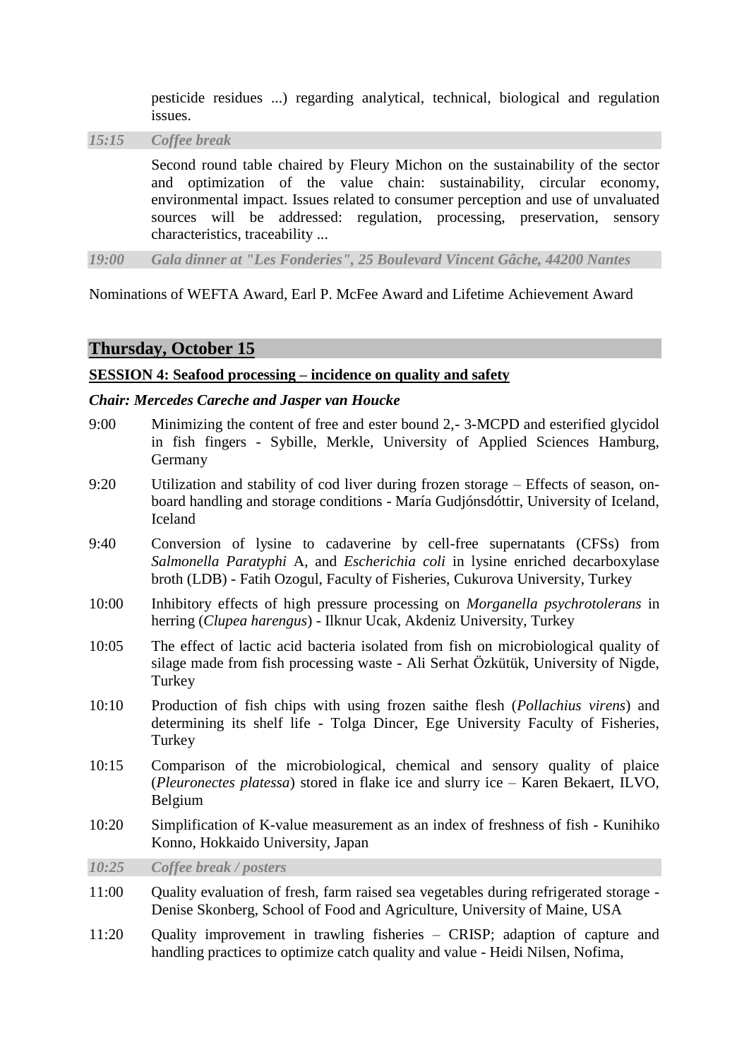pesticide residues ...) regarding analytical, technical, biological and regulation issues.

*15:15* *Coffee break*

Second round table chaired by Fleury Michon on the sustainability of the sector and optimization of the value chain: sustainability, circular economy, environmental impact. Issues related to consumer perception and use of unvaluated sources will be addressed: regulation, processing, preservation, sensory characteristics, traceability ...

***19:00*** ***Gala dinner at "Les Fonderies", 25 Boulevard Vincent Gâche, 44200 Nantes***

Nominations of WEFTA Award, Earl P. McFee Award and Lifetime Achievement Award

## Thursday, October 15

**SESSION 4: Seafood processing – incidence on quality and safety**

***Chair: Mercedes Careche and Jasper van Houcke***

9:00 Minimizing the content of free and ester bound 2,- 3-MCPD and esterified glycidol in fish fingers - Sybille, Merkle, University of Applied Sciences Hamburg, Germany

9:20 Utilization and stability of cod liver during frozen storage – Effects of season, on-board handling and storage conditions - María Gudjónsdóttir, University of Iceland, Iceland

9:40 Conversion of lysine to cadaverine by cell-free supernatants (CFSs) from *Salmonella Paratyphi* A, and *Escherichia coli* in lysine enriched decarboxylase broth (LDB) - Fatih Ozogul, Faculty of Fisheries, Cukurova University, Turkey

10:00 Inhibitory effects of high pressure processing on *Morganella psychrotolerans* in herring (*Clupea harengus*) - Ilknur Ucak, Akdeniz University, Turkey

10:05 The effect of lactic acid bacteria isolated from fish on microbiological quality of silage made from fish processing waste - Ali Serhat Özkütük, University of Nigde, Turkey

10:10 Production of fish chips with using frozen saithe flesh (*Pollachius virens*) and determining its shelf life - Tolga Dincer, Ege University Faculty of Fisheries, Turkey

10:15 Comparison of the microbiological, chemical and sensory quality of plaice (*Pleuronectes platessa*) stored in flake ice and slurry ice – Karen Bekaert, ILVO, Belgium

10:20 Simplification of K-value measurement as an index of freshness of fish - Kunihiko Konno, Hokkaido University, Japan

*10:25* *Coffee break / posters*

11:00 Quality evaluation of fresh, farm raised sea vegetables during refrigerated storage - Denise Skonberg, School of Food and Agriculture, University of Maine, USA

11:20 Quality improvement in trawling fisheries – CRISP; adaption of capture and handling practices to optimize catch quality and value - Heidi Nilsen, Nofima,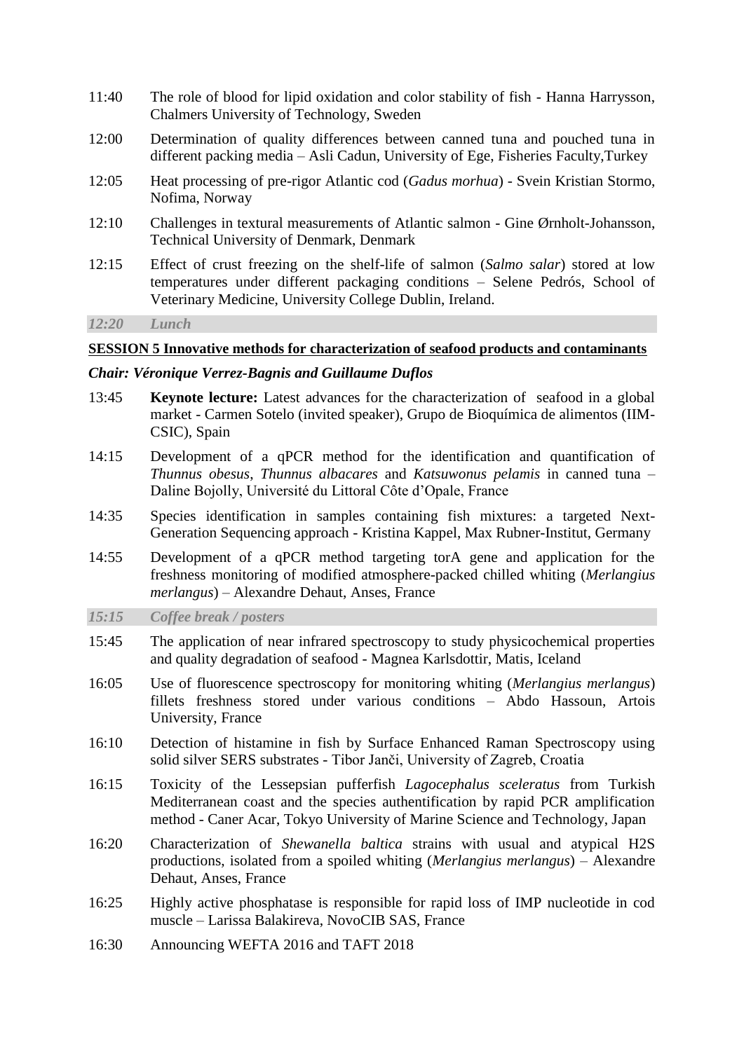11:40 The role of blood for lipid oxidation and color stability of fish - Hanna Harrysson, Chalmers University of Technology, Sweden

12:00 Determination of quality differences between canned tuna and pouched tuna in different packing media – Asli Cadun, University of Ege, Fisheries Faculty,Turkey

12:05 Heat processing of pre-rigor Atlantic cod (*Gadus morhua*) - Svein Kristian Stormo, Nofima, Norway

12:10 Challenges in textural measurements of Atlantic salmon - Gine Ørnholt-Johansson, Technical University of Denmark, Denmark

12:15 Effect of crust freezing on the shelf-life of salmon (*Salmo salar*) stored at low temperatures under different packaging conditions – Selene Pedrós, School of Veterinary Medicine, University College Dublin, Ireland.

***12:20 Lunch***

**SESSION 5 Innovative methods for characterization of seafood products and contaminants**

***Chair: Véronique Verrez-Bagnis and Guillaume Duflos***

13:45 **Keynote lecture:** Latest advances for the characterization of seafood in a global market - Carmen Sotelo (invited speaker), Grupo de Bioquímica de alimentos (IIM-CSIC), Spain

14:15 Development of a qPCR method for the identification and quantification of *Thunnus obesus*, *Thunnus albacares* and *Katsuwonus pelamis* in canned tuna – Daline Bojolly, Université du Littoral Côte d'Opale, France

14:35 Species identification in samples containing fish mixtures: a targeted Next-Generation Sequencing approach - Kristina Kappel, Max Rubner-Institut, Germany

14:55 Development of a qPCR method targeting torA gene and application for the freshness monitoring of modified atmosphere-packed chilled whiting (*Merlangius merlangus*) – Alexandre Dehaut, Anses, France

***15:15 Coffee break / posters***

15:45 The application of near infrared spectroscopy to study physicochemical properties and quality degradation of seafood - Magnea Karlsdottir, Matis, Iceland

16:05 Use of fluorescence spectroscopy for monitoring whiting (*Merlangius merlangus*) fillets freshness stored under various conditions – Abdo Hassoun, Artois University, France

16:10 Detection of histamine in fish by Surface Enhanced Raman Spectroscopy using solid silver SERS substrates - Tibor Janči, University of Zagreb, Croatia

16:15 Toxicity of the Lessepsian pufferfish *Lagocephalus sceleratus* from Turkish Mediterranean coast and the species authentification by rapid PCR amplification method - Caner Acar, Tokyo University of Marine Science and Technology, Japan

16:20 Characterization of *Shewanella baltica* strains with usual and atypical H2S productions, isolated from a spoiled whiting (*Merlangius merlangus*) – Alexandre Dehaut, Anses, France

16:25 Highly active phosphatase is responsible for rapid loss of IMP nucleotide in cod muscle – Larissa Balakireva, NovoCIB SAS, France

16:30 Announcing WEFTA 2016 and TAFT 2018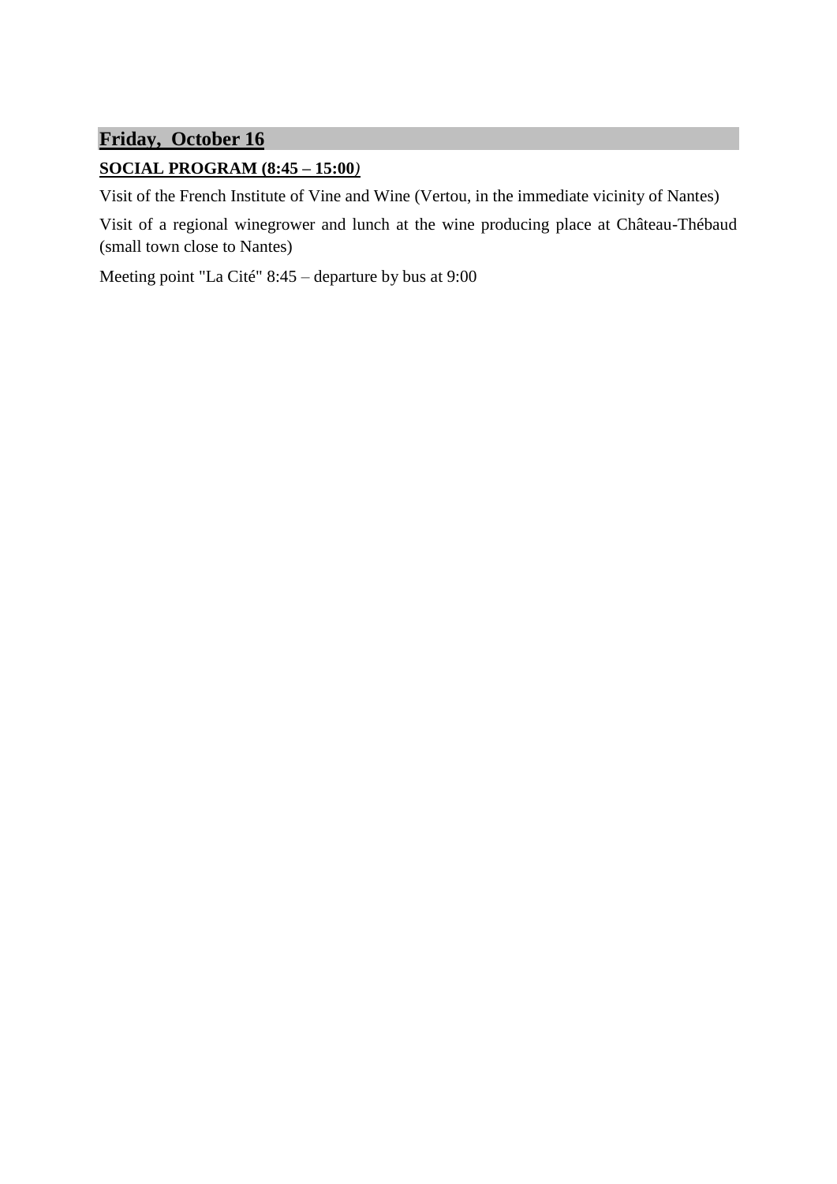## Friday, October 16

**SOCIAL PROGRAM (8:45 – 15:00)**

Visit of the French Institute of Vine and Wine (Vertou, in the immediate vicinity of Nantes)

Visit of a regional winegrower and lunch at the wine producing place at Château-Thébaud (small town close to Nantes)

Meeting point "La Cité" 8:45 – departure by bus at 9:00